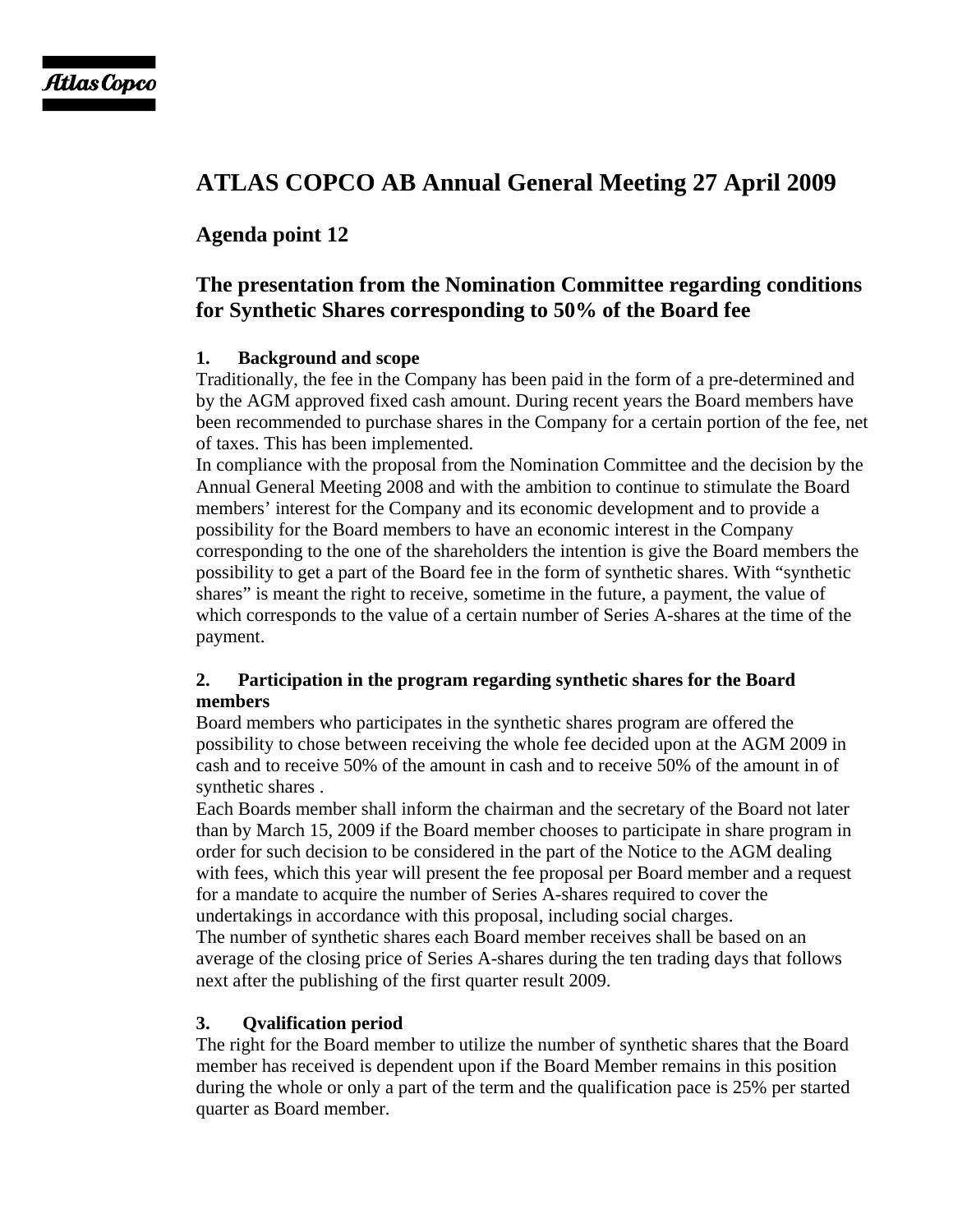# ATLAS COPCO AB Annual General Meeting 27 April 2009

## Agenda point 12

## The presentation from the Nomination Committee regarding conditions for Synthetic Shares corresponding to 50% of the Board fee

### 1. Background and scope

Traditionally, the fee in the Company has been paid in the form of a pre-determined and by the AGM approved fixed cash amount. During recent years the Board members have been recommended to purchase shares in the Company for a certain portion of the fee, net of taxes. This has been implemented.

In compliance with the proposal from the Nomination Committee and the decision by the Annual General Meeting 2008 and with the ambition to continue to stimulate the Board members' interest for the Company and its economic development and to provide a possibility for the Board members to have an economic interest in the Company corresponding to the one of the shareholders the intention is give the Board members the possibility to get a part of the Board fee in the form of synthetic shares. With "synthetic shares" is meant the right to receive, sometime in the future, a payment, the value of which corresponds to the value of a certain number of Series A-shares at the time of the payment.

### 2. Participation in the program regarding synthetic shares for the Board members

Board members who participates in the synthetic shares program are offered the possibility to chose between receiving the whole fee decided upon at the AGM 2009 in cash and to receive 50% of the amount in cash and to receive 50% of the amount in of synthetic shares .

Each Boards member shall inform the chairman and the secretary of the Board not later than by March 15, 2009 if the Board member chooses to participate in share program in order for such decision to be considered in the part of the Notice to the AGM dealing with fees, which this year will present the fee proposal per Board member and a request for a mandate to acquire the number of Series A-shares required to cover the undertakings in accordance with this proposal, including social charges.

The number of synthetic shares each Board member receives shall be based on an average of the closing price of Series A-shares during the ten trading days that follows next after the publishing of the first quarter result 2009.

### 3. Qvalification period

The right for the Board member to utilize the number of synthetic shares that the Board member has received is dependent upon if the Board Member remains in this position during the whole or only a part of the term and the qualification pace is 25% per started quarter as Board member.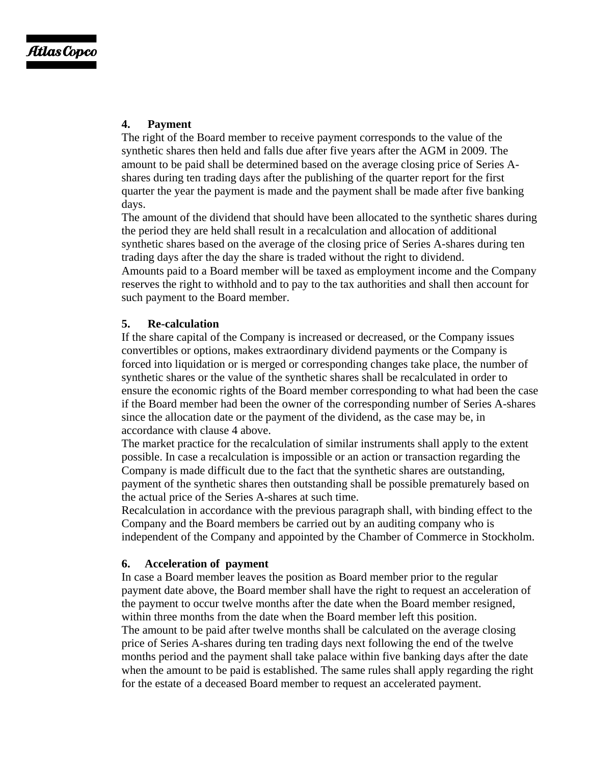**4. Payment**

The right of the Board member to receive payment corresponds to the value of the synthetic shares then held and falls due after five years after the AGM in 2009. The amount to be paid shall be determined based on the average closing price of Series A-shares during ten trading days after the publishing of the quarter report for the first quarter the year the payment is made and the payment shall be made after five banking days.

The amount of the dividend that should have been allocated to the synthetic shares during the period they are held shall result in a recalculation and allocation of additional synthetic shares based on the average of the closing price of Series A-shares during ten trading days after the day the share is traded without the right to dividend.

Amounts paid to a Board member will be taxed as employment income and the Company reserves the right to withhold and to pay to the tax authorities and shall then account for such payment to the Board member.

**5. Re-calculation**

If the share capital of the Company is increased or decreased, or the Company issues convertibles or options, makes extraordinary dividend payments or the Company is forced into liquidation or is merged or corresponding changes take place, the number of synthetic shares or the value of the synthetic shares shall be recalculated in order to ensure the economic rights of the Board member corresponding to what had been the case if the Board member had been the owner of the corresponding number of Series A-shares since the allocation date or the payment of the dividend, as the case may be, in accordance with clause 4 above.

The market practice for the recalculation of similar instruments shall apply to the extent possible. In case a recalculation is impossible or an action or transaction regarding the Company is made difficult due to the fact that the synthetic shares are outstanding, payment of the synthetic shares then outstanding shall be possible prematurely based on the actual price of the Series A-shares at such time.

Recalculation in accordance with the previous paragraph shall, with binding effect to the Company and the Board members be carried out by an auditing company who is independent of the Company and appointed by the Chamber of Commerce in Stockholm.

**6. Acceleration of payment**

In case a Board member leaves the position as Board member prior to the regular payment date above, the Board member shall have the right to request an acceleration of the payment to occur twelve months after the date when the Board member resigned, within three months from the date when the Board member left this position.

The amount to be paid after twelve months shall be calculated on the average closing price of Series A-shares during ten trading days next following the end of the twelve months period and the payment shall take palace within five banking days after the date when the amount to be paid is established. The same rules shall apply regarding the right for the estate of a deceased Board member to request an accelerated payment.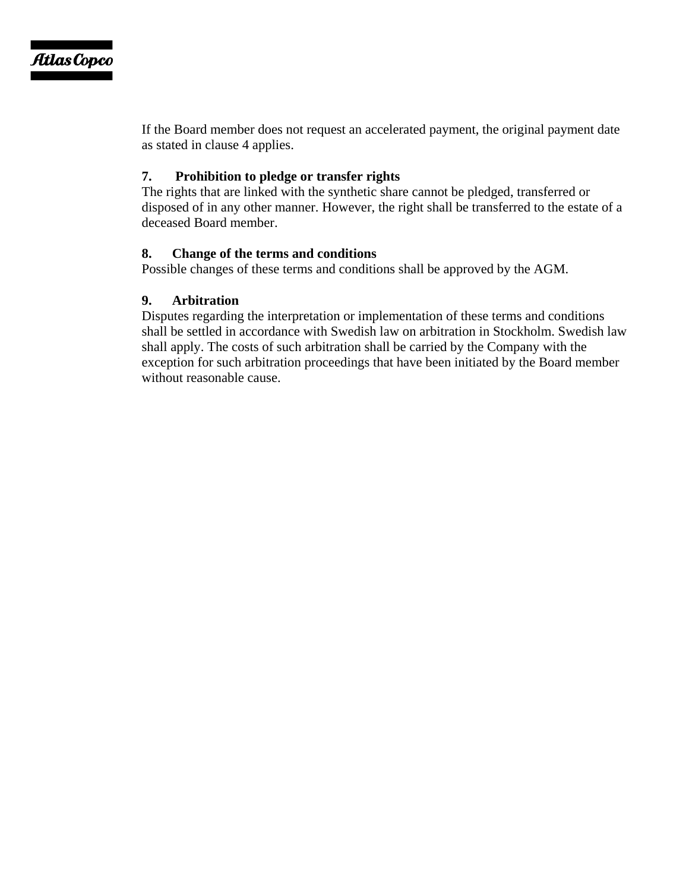If the Board member does not request an accelerated payment, the original payment date as stated in clause 4 applies.

**7. Prohibition to pledge or transfer rights**

The rights that are linked with the synthetic share cannot be pledged, transferred or disposed of in any other manner. However, the right shall be transferred to the estate of a deceased Board member.

**8. Change of the terms and conditions**

Possible changes of these terms and conditions shall be approved by the AGM.

**9. Arbitration**

Disputes regarding the interpretation or implementation of these terms and conditions shall be settled in accordance with Swedish law on arbitration in Stockholm. Swedish law shall apply. The costs of such arbitration shall be carried by the Company with the exception for such arbitration proceedings that have been initiated by the Board member without reasonable cause.